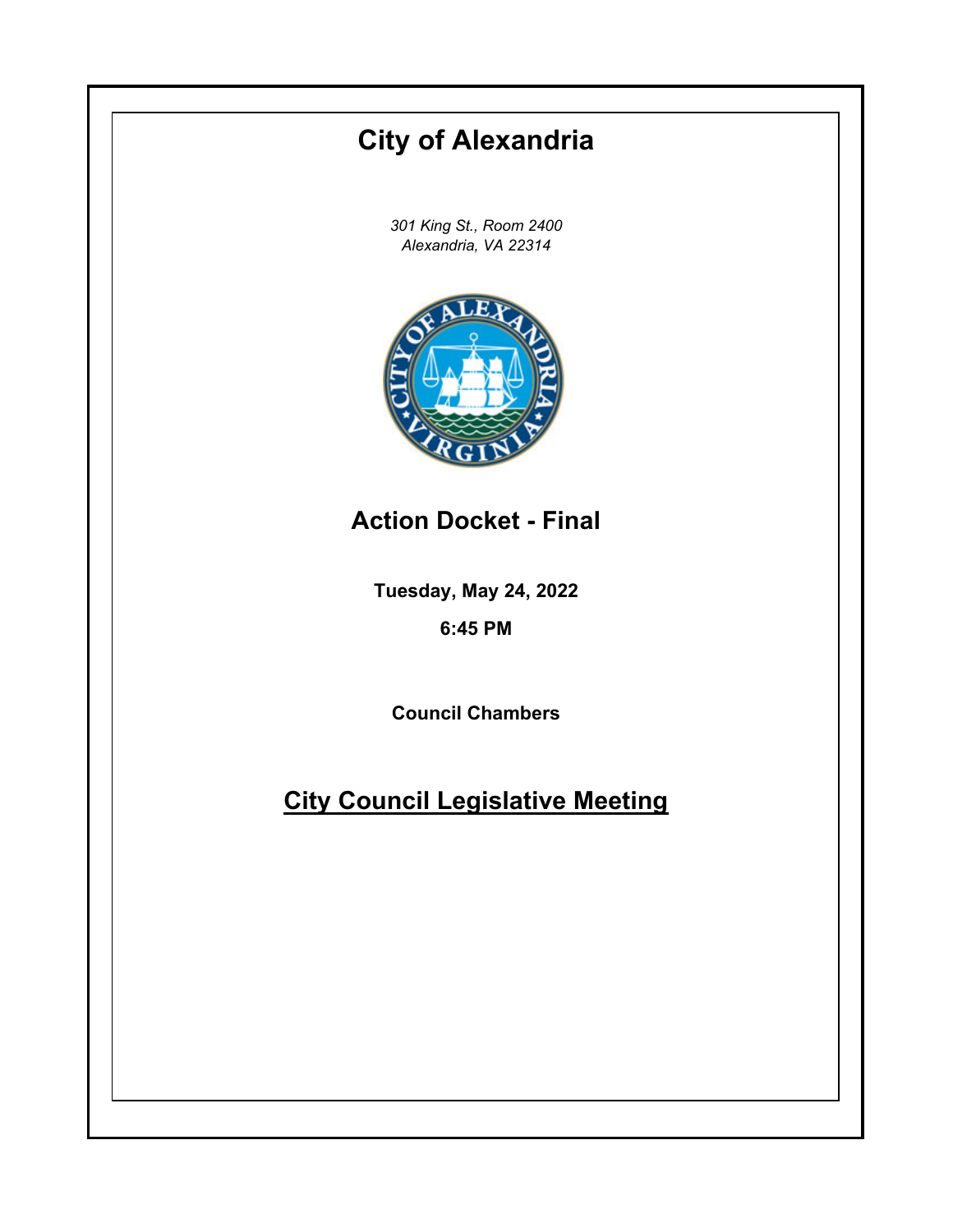# City of Alexandria

*301 King St., Room 2400*
*Alexandria, VA 22314*

## Action Docket - Final

**Tuesday, May 24, 2022**

**6:45 PM**

**Council Chambers**

## City Council Legislative Meeting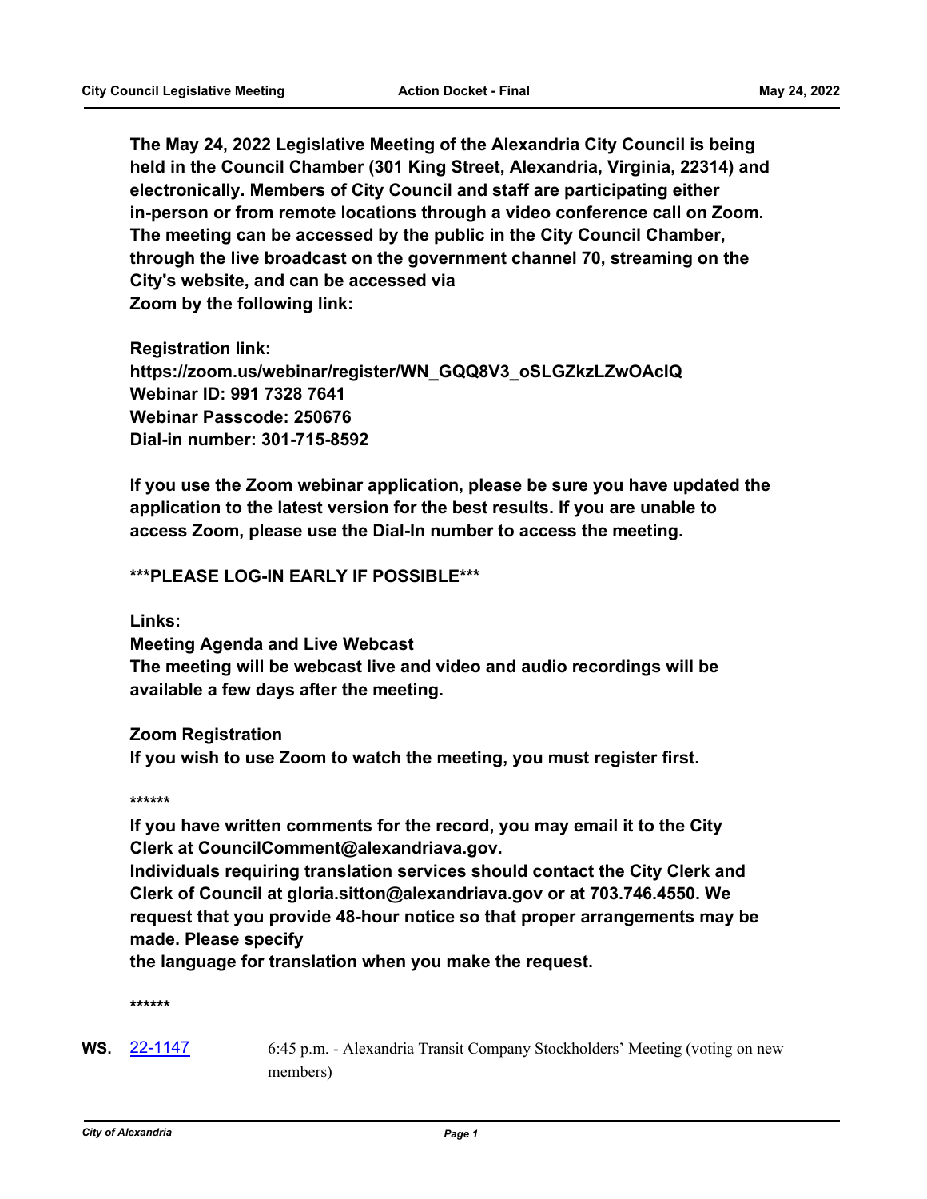**The May 24, 2022 Legislative Meeting of the Alexandria City Council is being held in the Council Chamber (301 King Street, Alexandria, Virginia, 22314) and electronically. Members of City Council and staff are participating either in-person or from remote locations through a video conference call on Zoom. The meeting can be accessed by the public in the City Council Chamber, through the live broadcast on the government channel 70, streaming on the City's website, and can be accessed via Zoom by the following link:**

**Registration link:**
**https://zoom.us/webinar/register/WN_GQQ8V3_oSLGZkzLZwOAclQ**
**Webinar ID: 991 7328 7641**
**Webinar Passcode: 250676**
**Dial-in number: 301-715-8592**

**If you use the Zoom webinar application, please be sure you have updated the application to the latest version for the best results. If you are unable to access Zoom, please use the Dial-In number to access the meeting.**

**\*\*\*PLEASE LOG-IN EARLY IF POSSIBLE\*\*\***

**Links:**
**Meeting Agenda and Live Webcast**
**The meeting will be webcast live and video and audio recordings will be available a few days after the meeting.**

**Zoom Registration**
**If you wish to use Zoom to watch the meeting, you must register first.**

**\*\*\*\*\*\***

**If you have written comments for the record, you may email it to the City Clerk at CouncilComment@alexandriava.gov.**
**Individuals requiring translation services should contact the City Clerk and Clerk of Council at gloria.sitton@alexandriava.gov or at 703.746.4550. We request that you provide 48-hour notice so that proper arrangements may be made. Please specify the language for translation when you make the request.**

**\*\*\*\*\*\***

**WS.** 22-1147 6:45 p.m. - Alexandria Transit Company Stockholders' Meeting (voting on new members)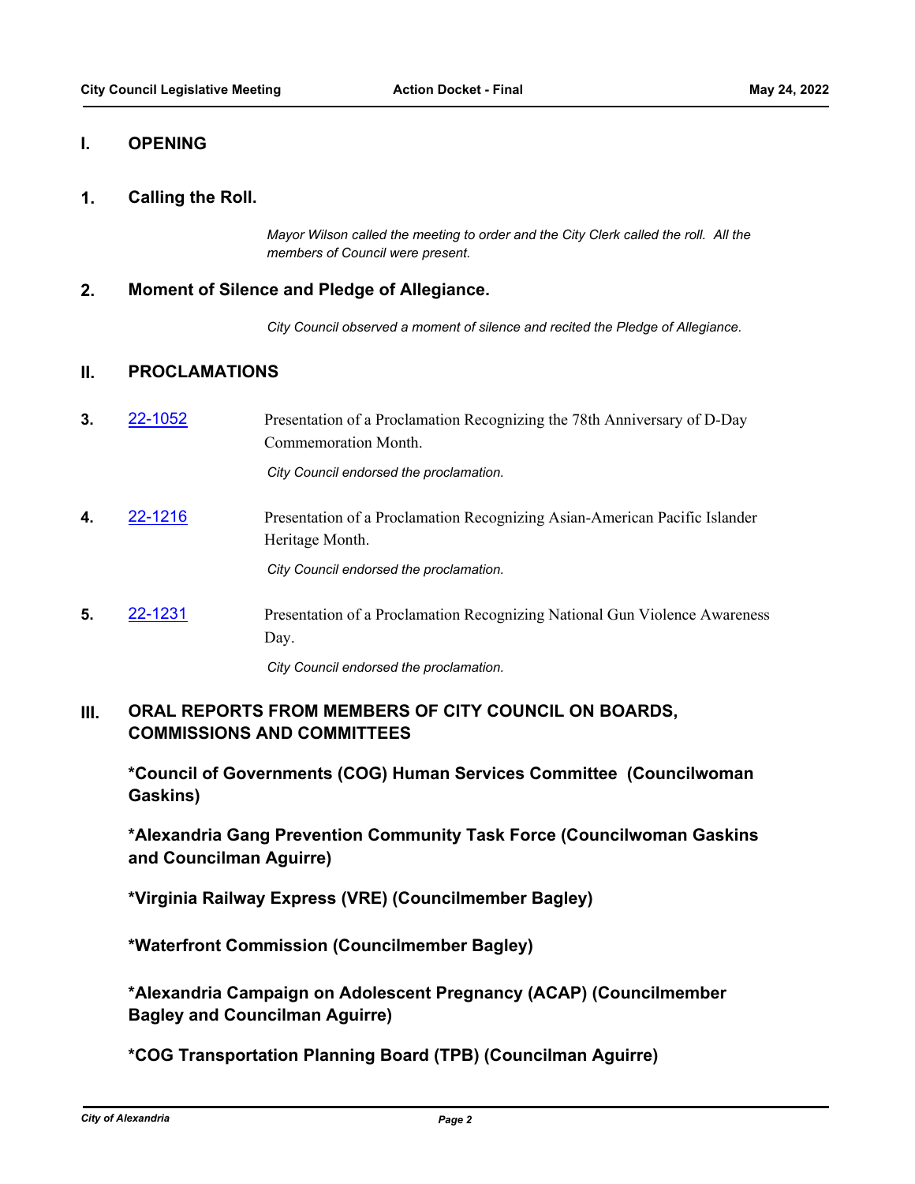## I. OPENING

**1. Calling the Roll.**

*Mayor Wilson called the meeting to order and the City Clerk called the roll. All the members of Council were present.*

**2. Moment of Silence and Pledge of Allegiance.**

*City Council observed a moment of silence and recited the Pledge of Allegiance.*

## II. PROCLAMATIONS

**3.** 22-1052 Presentation of a Proclamation Recognizing the 78th Anniversary of D-Day Commemoration Month.

*City Council endorsed the proclamation.*

**4.** 22-1216 Presentation of a Proclamation Recognizing Asian-American Pacific Islander Heritage Month.

*City Council endorsed the proclamation.*

**5.** 22-1231 Presentation of a Proclamation Recognizing National Gun Violence Awareness Day.

*City Council endorsed the proclamation.*

## III. ORAL REPORTS FROM MEMBERS OF CITY COUNCIL ON BOARDS, COMMISSIONS AND COMMITTEES

**\*Council of Governments (COG) Human Services Committee (Councilwoman Gaskins)**

**\*Alexandria Gang Prevention Community Task Force (Councilwoman Gaskins and Councilman Aguirre)**

**\*Virginia Railway Express (VRE) (Councilmember Bagley)**

**\*Waterfront Commission (Councilmember Bagley)**

**\*Alexandria Campaign on Adolescent Pregnancy (ACAP) (Councilmember Bagley and Councilman Aguirre)**

**\*COG Transportation Planning Board (TPB) (Councilman Aguirre)**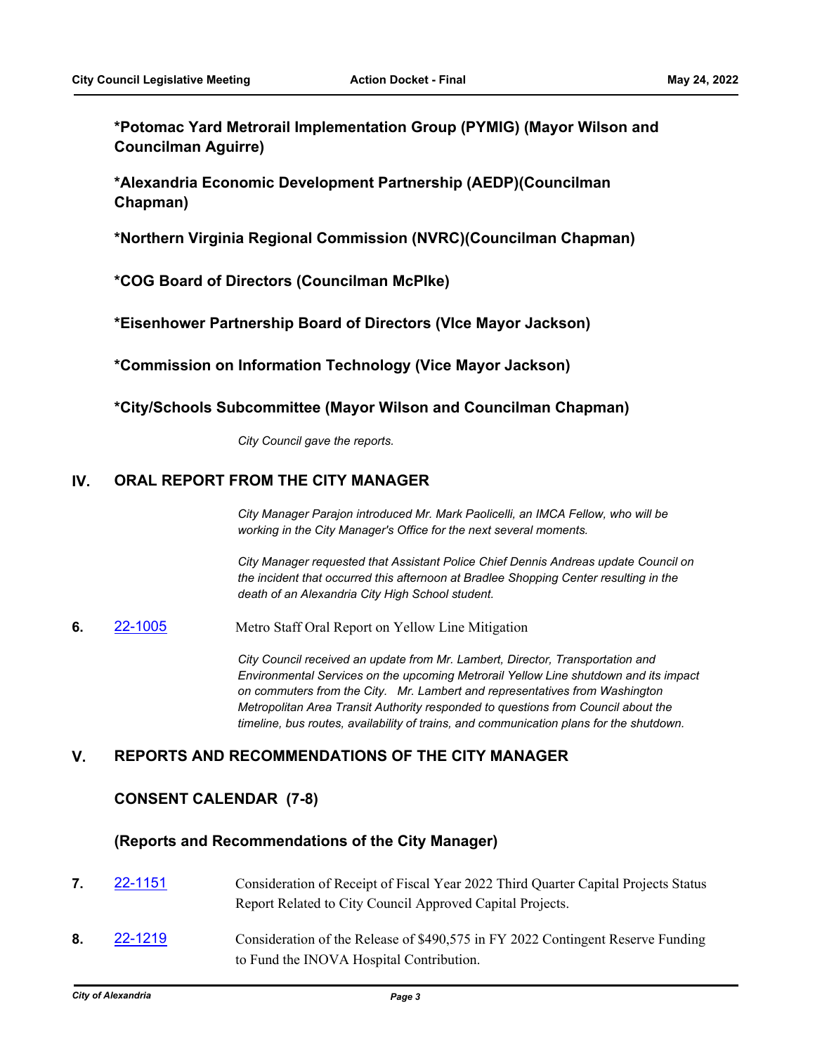**\*Potomac Yard Metrorail Implementation Group (PYMIG) (Mayor Wilson and Councilman Aguirre)**

**\*Alexandria Economic Development Partnership (AEDP)(Councilman Chapman)**

**\*Northern Virginia Regional Commission (NVRC)(Councilman Chapman)**

**\*COG Board of Directors (Councilman McPIke)**

**\*Eisenhower Partnership Board of Directors (VIce Mayor Jackson)**

**\*Commission on Information Technology (Vice Mayor Jackson)**

**\*City/Schools Subcommittee (Mayor Wilson and Councilman Chapman)**

*City Council gave the reports.*

## IV. ORAL REPORT FROM THE CITY MANAGER

*City Manager Parajon introduced Mr. Mark Paolicelli, an IMCA Fellow, who will be working in the City Manager's Office for the next several moments.*

*City Manager requested that Assistant Police Chief Dennis Andreas update Council on the incident that occurred this afternoon at Bradlee Shopping Center resulting in the death of an Alexandria City High School student.*

**6.** 22-1005 Metro Staff Oral Report on Yellow Line Mitigation

*City Council received an update from Mr. Lambert, Director, Transportation and Environmental Services on the upcoming Metrorail Yellow Line shutdown and its impact on commuters from the City. Mr. Lambert and representatives from Washington Metropolitan Area Transit Authority responded to questions from Council about the timeline, bus routes, availability of trains, and communication plans for the shutdown.*

## V. REPORTS AND RECOMMENDATIONS OF THE CITY MANAGER

### CONSENT CALENDAR (7-8)

### (Reports and Recommendations of the City Manager)

**7.** 22-1151 Consideration of Receipt of Fiscal Year 2022 Third Quarter Capital Projects Status Report Related to City Council Approved Capital Projects.

**8.** 22-1219 Consideration of the Release of $490,575 in FY 2022 Contingent Reserve Funding to Fund the INOVA Hospital Contribution.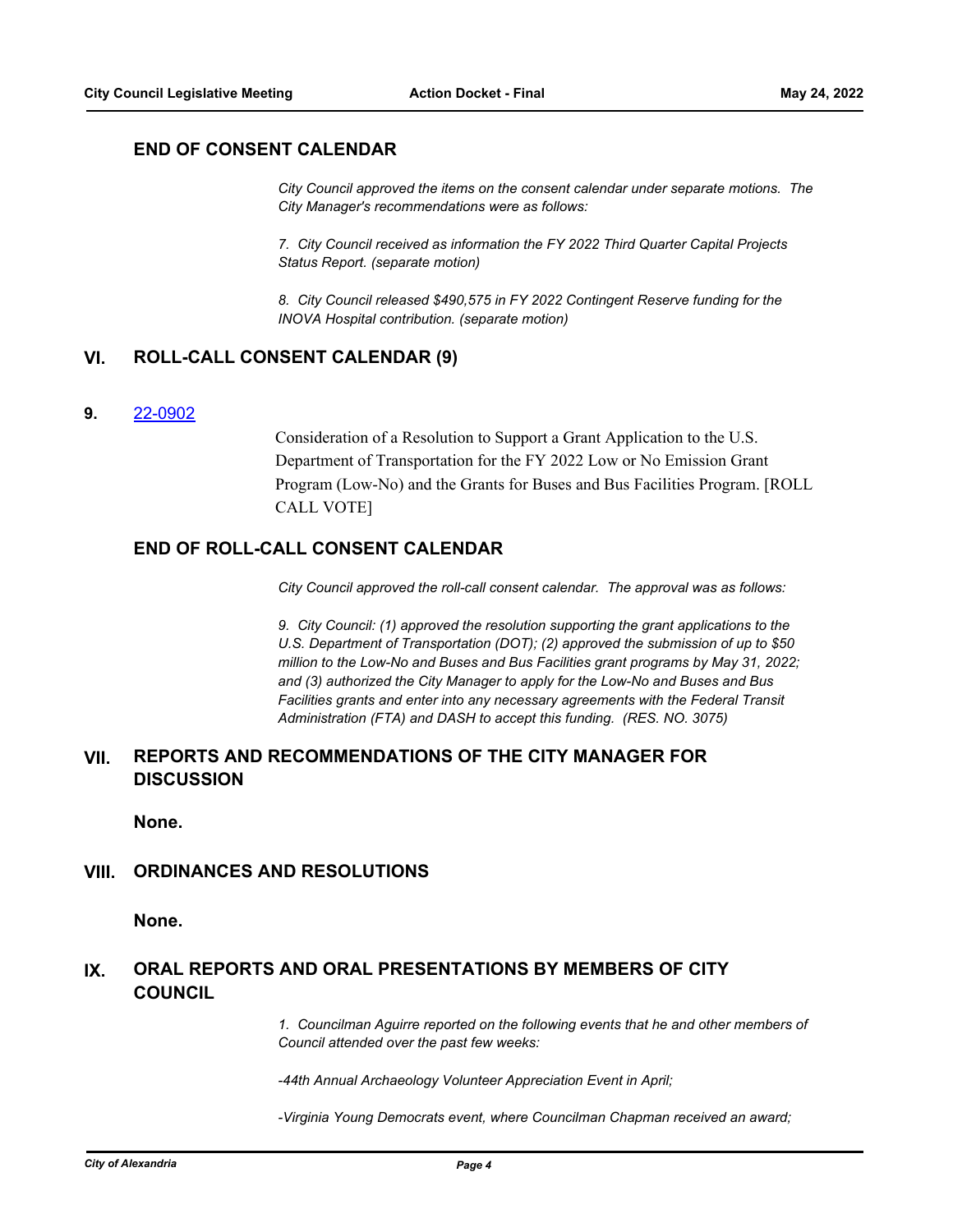## END OF CONSENT CALENDAR

*City Council approved the items on the consent calendar under separate motions. The City Manager's recommendations were as follows:*

*7. City Council received as information the FY 2022 Third Quarter Capital Projects Status Report. (separate motion)*

*8. City Council released $490,575 in FY 2022 Contingent Reserve funding for the INOVA Hospital contribution. (separate motion)*

## VI. ROLL-CALL CONSENT CALENDAR (9)

**9.** 22-0902

Consideration of a Resolution to Support a Grant Application to the U.S. Department of Transportation for the FY 2022 Low or No Emission Grant Program (Low-No) and the Grants for Buses and Bus Facilities Program. [ROLL CALL VOTE]

## END OF ROLL-CALL CONSENT CALENDAR

*City Council approved the roll-call consent calendar. The approval was as follows:*

*9. City Council: (1) approved the resolution supporting the grant applications to the U.S. Department of Transportation (DOT); (2) approved the submission of up to $50 million to the Low-No and Buses and Bus Facilities grant programs by May 31, 2022; and (3) authorized the City Manager to apply for the Low-No and Buses and Bus Facilities grants and enter into any necessary agreements with the Federal Transit Administration (FTA) and DASH to accept this funding. (RES. NO. 3075)*

## VII. REPORTS AND RECOMMENDATIONS OF THE CITY MANAGER FOR DISCUSSION

**None.**

## VIII. ORDINANCES AND RESOLUTIONS

**None.**

## IX. ORAL REPORTS AND ORAL PRESENTATIONS BY MEMBERS OF CITY COUNCIL

*1. Councilman Aguirre reported on the following events that he and other members of Council attended over the past few weeks:*

*-44th Annual Archaeology Volunteer Appreciation Event in April;*

*-Virginia Young Democrats event, where Councilman Chapman received an award;*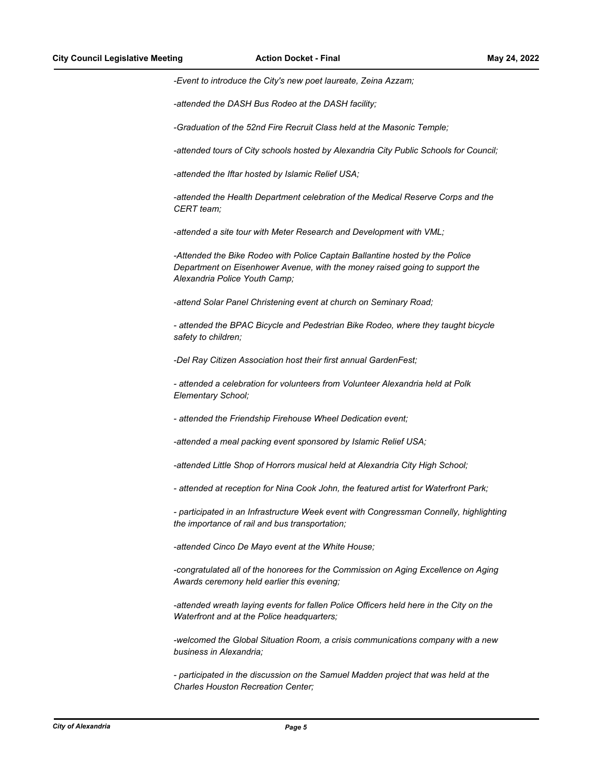*-Event to introduce the City's new poet laureate, Zeina Azzam;*

*-attended the DASH Bus Rodeo at the DASH facility;*

*-Graduation of the 52nd Fire Recruit Class held at the Masonic Temple;*

*-attended tours of City schools hosted by Alexandria City Public Schools for Council;*

*-attended the Iftar hosted by Islamic Relief USA;*

*-attended the Health Department celebration of the Medical Reserve Corps and the CERT team;*

*-attended a site tour with Meter Research and Development with VML;*

*-Attended the Bike Rodeo with Police Captain Ballantine hosted by the Police Department on Eisenhower Avenue, with the money raised going to support the Alexandria Police Youth Camp;*

*-attend Solar Panel Christening event at church on Seminary Road;*

*- attended the BPAC Bicycle and Pedestrian Bike Rodeo, where they taught bicycle safety to children;*

*-Del Ray Citizen Association host their first annual GardenFest;*

*- attended a celebration for volunteers from Volunteer Alexandria held at Polk Elementary School;*

*- attended the Friendship Firehouse Wheel Dedication event;*

*-attended a meal packing event sponsored by Islamic Relief USA;*

*-attended Little Shop of Horrors musical held at Alexandria City High School;*

*- attended at reception for Nina Cook John, the featured artist for Waterfront Park;*

*- participated in an Infrastructure Week event with Congressman Connelly, highlighting the importance of rail and bus transportation;*

*-attended Cinco De Mayo event at the White House;*

*-congratulated all of the honorees for the Commission on Aging Excellence on Aging Awards ceremony held earlier this evening;*

*-attended wreath laying events for fallen Police Officers held here in the City on the Waterfront and at the Police headquarters;*

*-welcomed the Global Situation Room, a crisis communications company with a new business in Alexandria;*

*- participated in the discussion on the Samuel Madden project that was held at the Charles Houston Recreation Center;*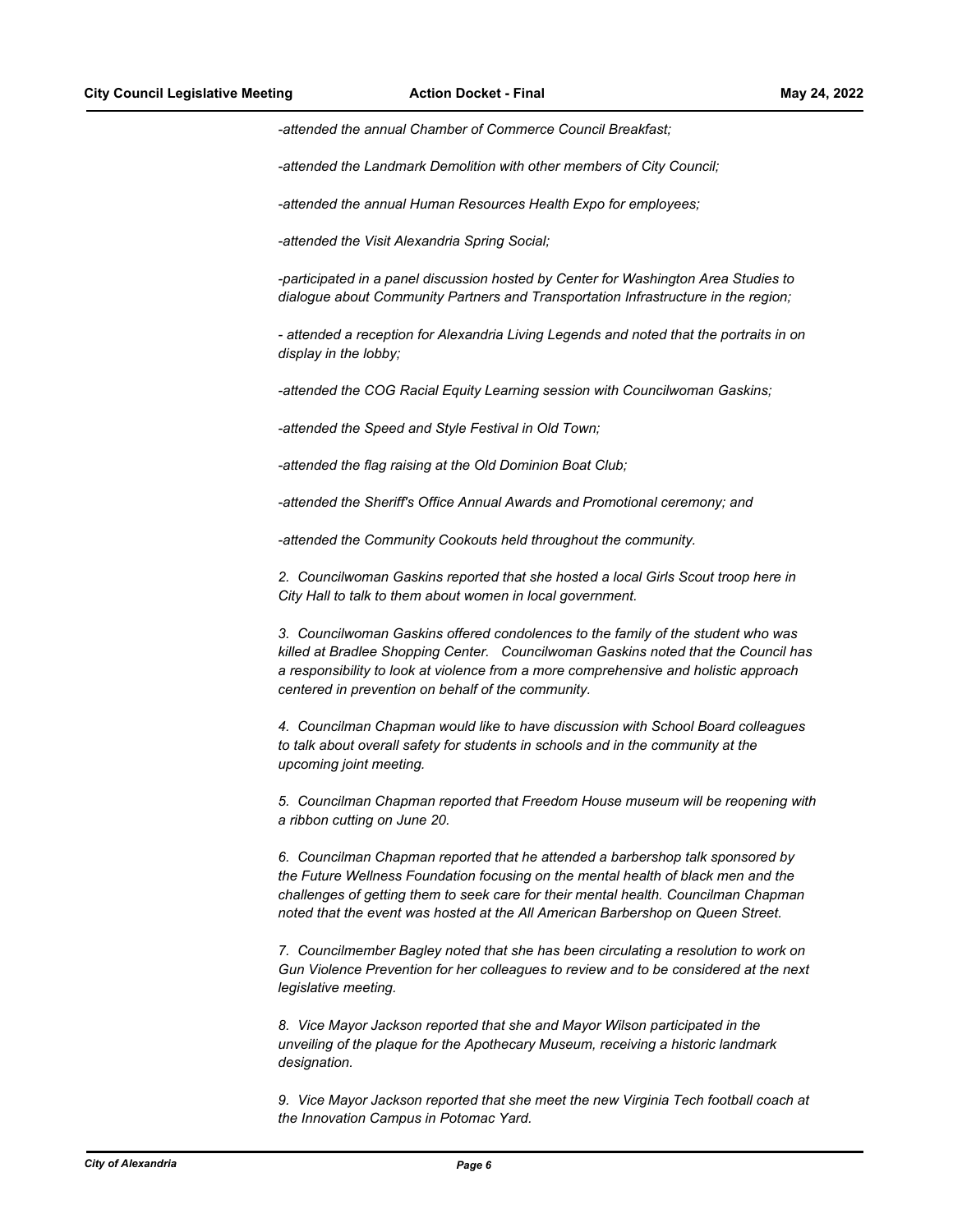*-attended the annual Chamber of Commerce Council Breakfast;*

*-attended the Landmark Demolition with other members of City Council;*

*-attended the annual Human Resources Health Expo for employees;*

*-attended the Visit Alexandria Spring Social;*

*-participated in a panel discussion hosted by Center for Washington Area Studies to dialogue about Community Partners and Transportation Infrastructure in the region;*

*- attended a reception for Alexandria Living Legends and noted that the portraits in on display in the lobby;*

*-attended the COG Racial Equity Learning session with Councilwoman Gaskins;*

*-attended the Speed and Style Festival in Old Town;*

*-attended the flag raising at the Old Dominion Boat Club;*

*-attended the Sheriff's Office Annual Awards and Promotional ceremony; and*

*-attended the Community Cookouts held throughout the community.*

*2. Councilwoman Gaskins reported that she hosted a local Girls Scout troop here in City Hall to talk to them about women in local government.*

*3. Councilwoman Gaskins offered condolences to the family of the student who was killed at Bradlee Shopping Center. Councilwoman Gaskins noted that the Council has a responsibility to look at violence from a more comprehensive and holistic approach centered in prevention on behalf of the community.*

*4. Councilman Chapman would like to have discussion with School Board colleagues to talk about overall safety for students in schools and in the community at the upcoming joint meeting.*

*5. Councilman Chapman reported that Freedom House museum will be reopening with a ribbon cutting on June 20.*

*6. Councilman Chapman reported that he attended a barbershop talk sponsored by the Future Wellness Foundation focusing on the mental health of black men and the challenges of getting them to seek care for their mental health. Councilman Chapman noted that the event was hosted at the All American Barbershop on Queen Street.*

*7. Councilmember Bagley noted that she has been circulating a resolution to work on Gun Violence Prevention for her colleagues to review and to be considered at the next legislative meeting.*

*8. Vice Mayor Jackson reported that she and Mayor Wilson participated in the unveiling of the plaque for the Apothecary Museum, receiving a historic landmark designation.*

*9. Vice Mayor Jackson reported that she meet the new Virginia Tech football coach at the Innovation Campus in Potomac Yard.*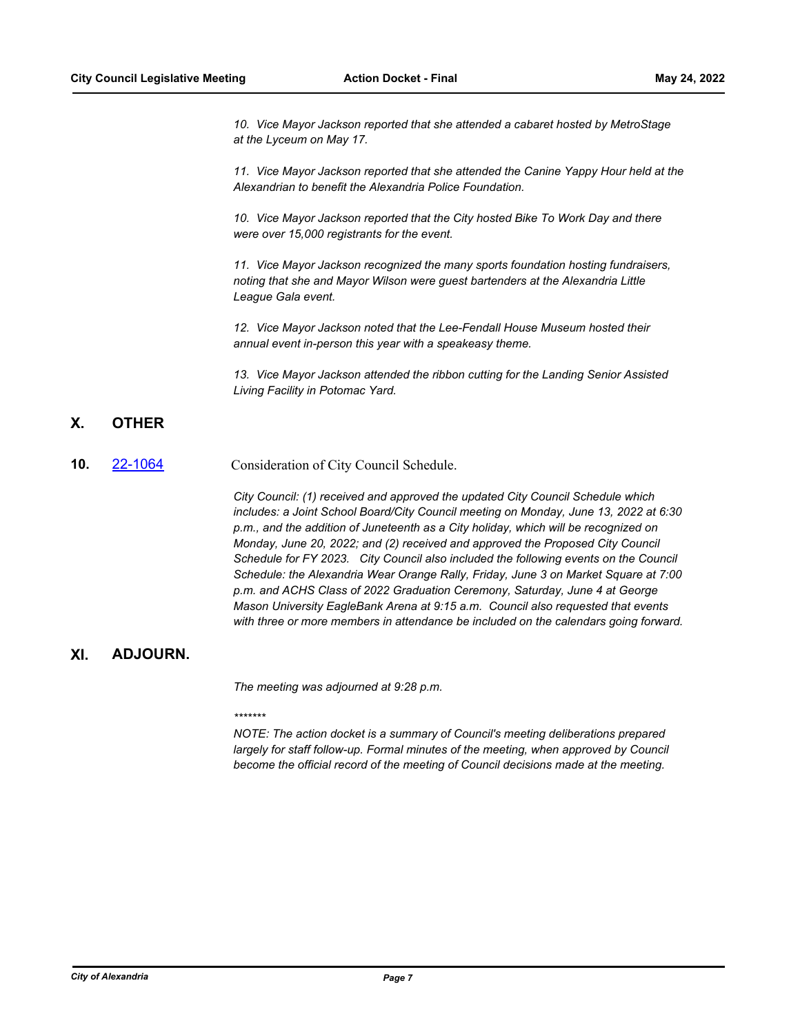*10. Vice Mayor Jackson reported that she attended a cabaret hosted by MetroStage at the Lyceum on May 17.*

*11. Vice Mayor Jackson reported that she attended the Canine Yappy Hour held at the Alexandrian to benefit the Alexandria Police Foundation.*

*10. Vice Mayor Jackson reported that the City hosted Bike To Work Day and there were over 15,000 registrants for the event.*

*11. Vice Mayor Jackson recognized the many sports foundation hosting fundraisers, noting that she and Mayor Wilson were guest bartenders at the Alexandria Little League Gala event.*

*12. Vice Mayor Jackson noted that the Lee-Fendall House Museum hosted their annual event in-person this year with a speakeasy theme.*

*13. Vice Mayor Jackson attended the ribbon cutting for the Landing Senior Assisted Living Facility in Potomac Yard.*

## X. OTHER

**10.** 22-1064 Consideration of City Council Schedule.

*City Council: (1) received and approved the updated City Council Schedule which includes: a Joint School Board/City Council meeting on Monday, June 13, 2022 at 6:30 p.m., and the addition of Juneteenth as a City holiday, which will be recognized on Monday, June 20, 2022; and (2) received and approved the Proposed City Council Schedule for FY 2023. City Council also included the following events on the Council Schedule: the Alexandria Wear Orange Rally, Friday, June 3 on Market Square at 7:00 p.m. and ACHS Class of 2022 Graduation Ceremony, Saturday, June 4 at George Mason University EagleBank Arena at 9:15 a.m. Council also requested that events with three or more members in attendance be included on the calendars going forward.*

## XI. ADJOURN.

*The meeting was adjourned at 9:28 p.m.*

*\*\*\*\*\*\*\**

*NOTE: The action docket is a summary of Council's meeting deliberations prepared largely for staff follow-up. Formal minutes of the meeting, when approved by Council become the official record of the meeting of Council decisions made at the meeting.*